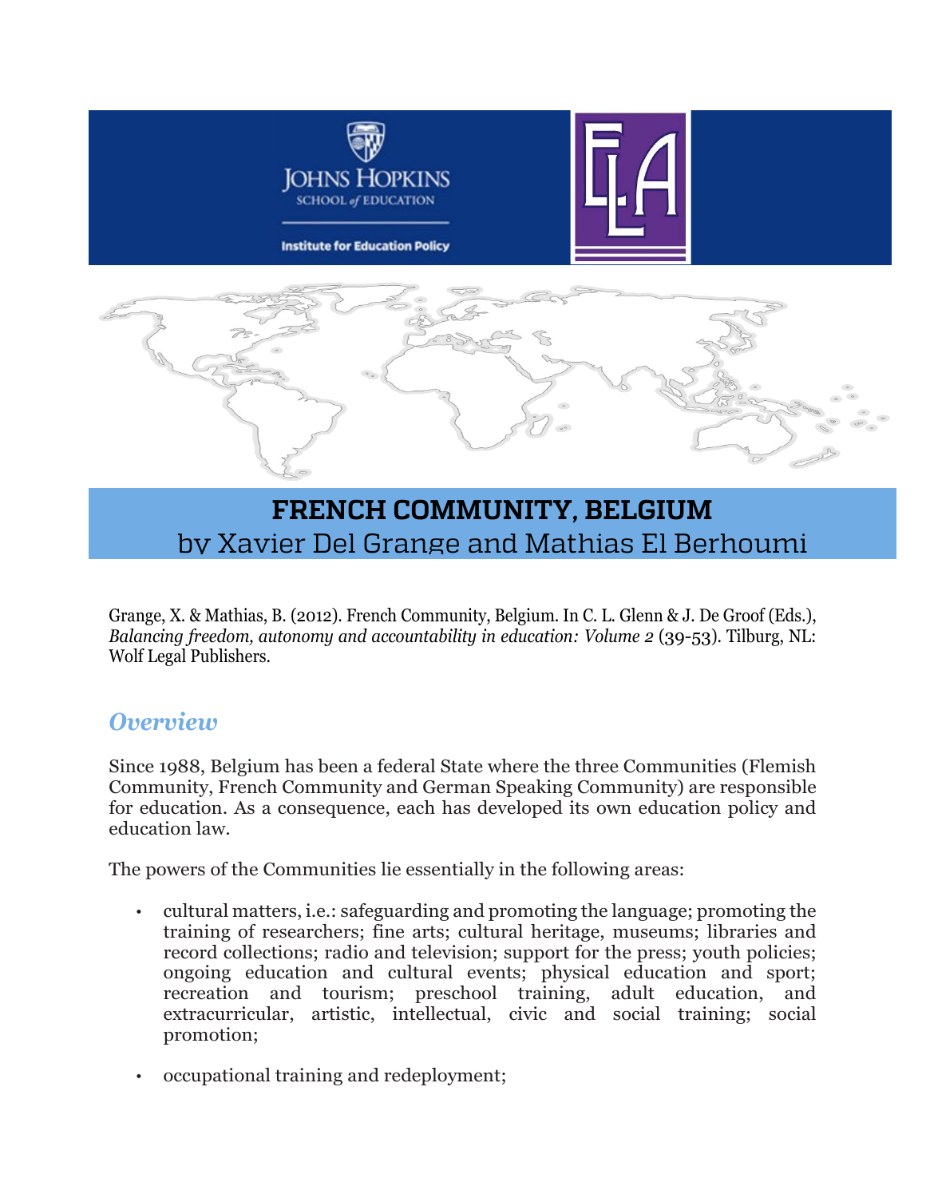# FRENCH COMMUNITY, BELGIUM

by Xavier Del Grange and Mathias El Berhoumi

Grange, X. & Mathias, B. (2012). French Community, Belgium. In C. L. Glenn & J. De Groof (Eds.), *Balancing freedom, autonomy and accountability in education: Volume 2* (39-53). Tilburg, NL: Wolf Legal Publishers.

## *Overview*

Since 1988, Belgium has been a federal State where the three Communities (Flemish Community, French Community and German Speaking Community) are responsible for education. As a consequence, each has developed its own education policy and education law.

The powers of the Communities lie essentially in the following areas:

- cultural matters, i.e.: safeguarding and promoting the language; promoting the training of researchers; fine arts; cultural heritage, museums; libraries and record collections; radio and television; support for the press; youth policies; ongoing education and cultural events; physical education and sport; recreation and tourism; preschool training, adult education, and extracurricular, artistic, intellectual, civic and social training; social promotion;
- occupational training and redeployment;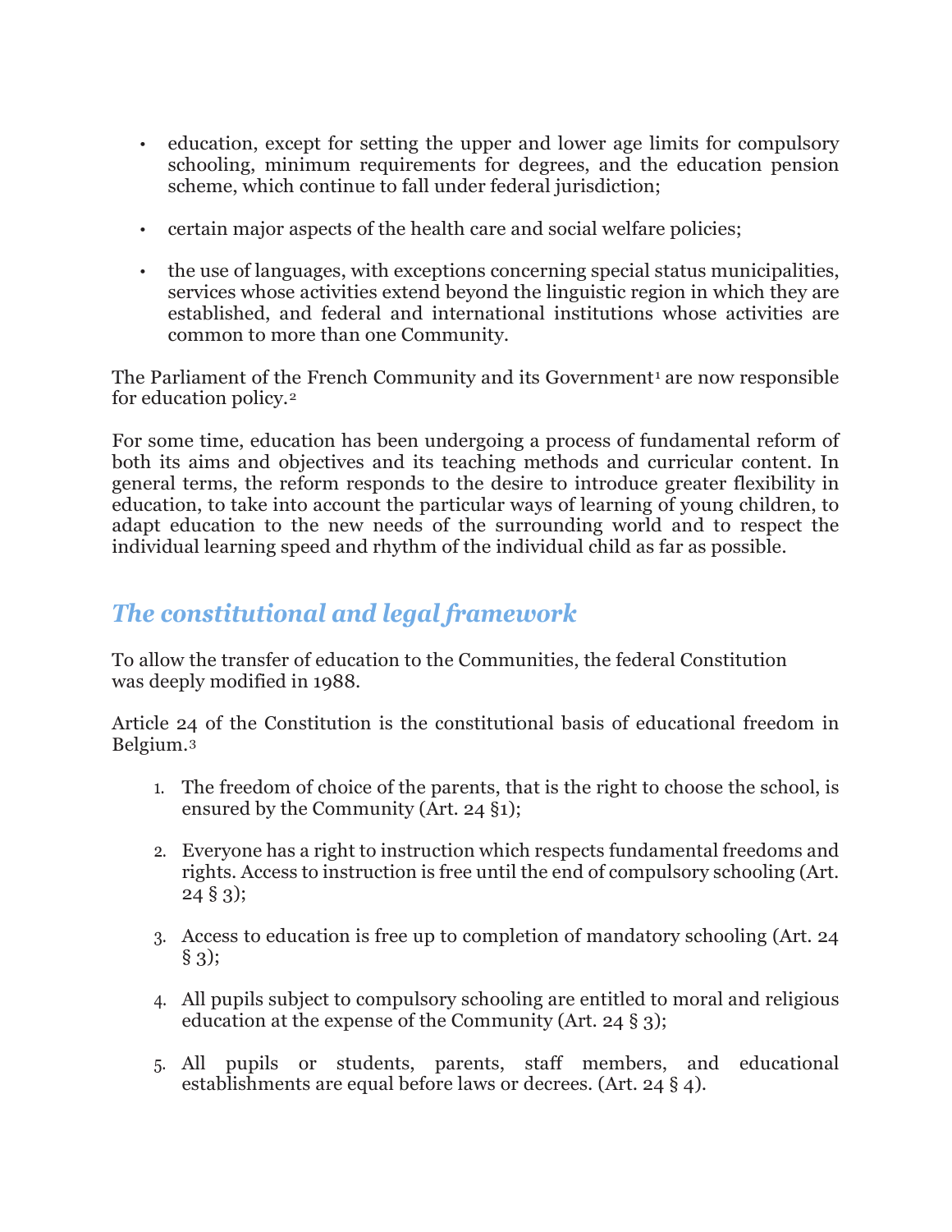- education, except for setting the upper and lower age limits for compulsory schooling, minimum requirements for degrees, and the education pension scheme, which continue to fall under federal jurisdiction;
- certain major aspects of the health care and social welfare policies;
- the use of languages, with exceptions concerning special status municipalities, services whose activities extend beyond the linguistic region in which they are established, and federal and international institutions whose activities are common to more than one Community.

The Parliament of the French Community and its Government[1] are now responsible for education policy.[2]

For some time, education has been undergoing a process of fundamental reform of both its aims and objectives and its teaching methods and curricular content. In general terms, the reform responds to the desire to introduce greater flexibility in education, to take into account the particular ways of learning of young children, to adapt education to the new needs of the surrounding world and to respect the individual learning speed and rhythm of the individual child as far as possible.

## *The constitutional and legal framework*

To allow the transfer of education to the Communities, the federal Constitution was deeply modified in 1988.

Article 24 of the Constitution is the constitutional basis of educational freedom in Belgium.[3]

1. The freedom of choice of the parents, that is the right to choose the school, is ensured by the Community (Art. 24 §1);
2. Everyone has a right to instruction which respects fundamental freedoms and rights. Access to instruction is free until the end of compulsory schooling (Art. 24 § 3);
3. Access to education is free up to completion of mandatory schooling (Art. 24 § 3);
4. All pupils subject to compulsory schooling are entitled to moral and religious education at the expense of the Community (Art. 24 § 3);
5. All pupils or students, parents, staff members, and educational establishments are equal before laws or decrees. (Art. 24 § 4).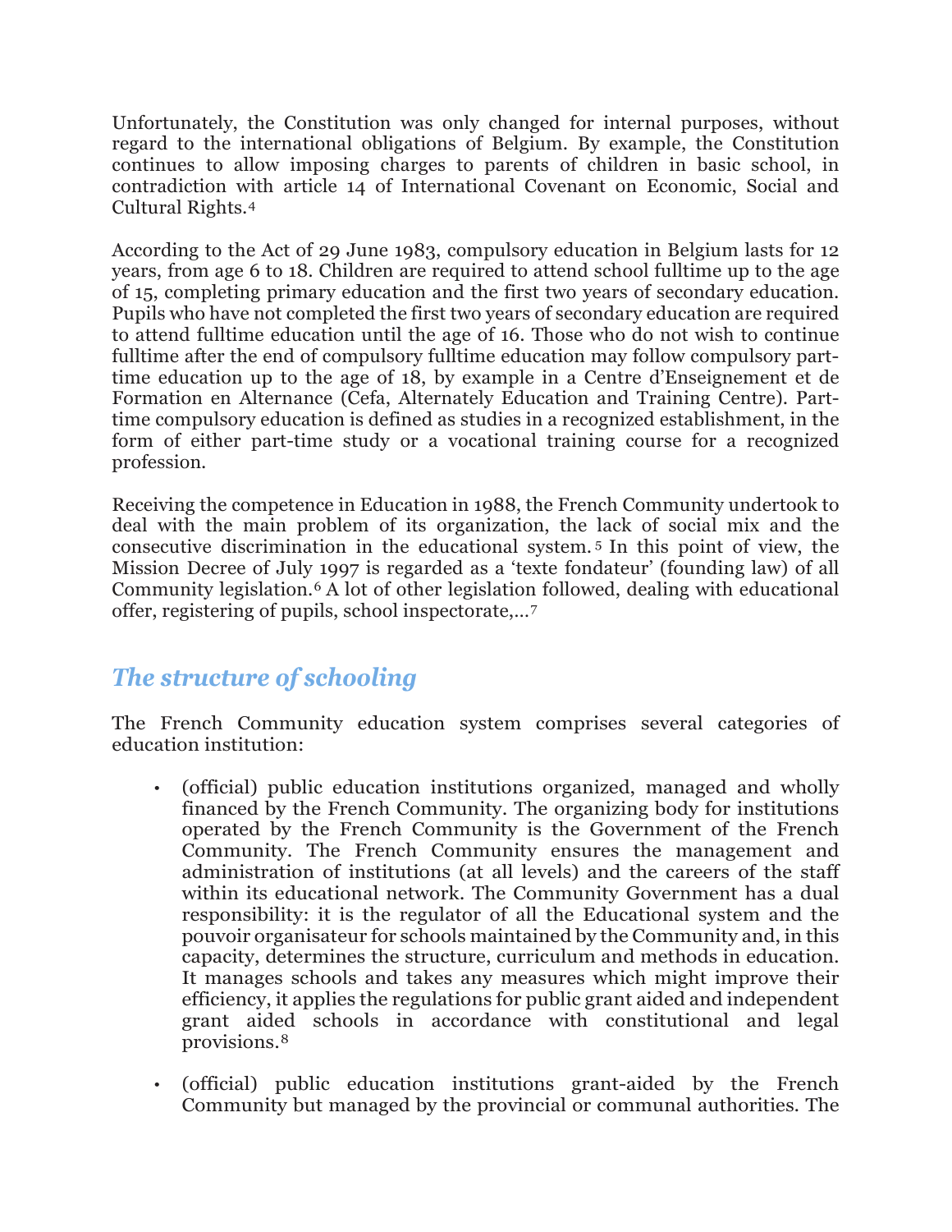Unfortunately, the Constitution was only changed for internal purposes, without regard to the international obligations of Belgium. By example, the Constitution continues to allow imposing charges to parents of children in basic school, in contradiction with article 14 of International Covenant on Economic, Social and Cultural Rights.[4]

According to the Act of 29 June 1983, compulsory education in Belgium lasts for 12 years, from age 6 to 18. Children are required to attend school fulltime up to the age of 15, completing primary education and the first two years of secondary education. Pupils who have not completed the first two years of secondary education are required to attend fulltime education until the age of 16. Those who do not wish to continue fulltime after the end of compulsory fulltime education may follow compulsory part-time education up to the age of 18, by example in a Centre d'Enseignement et de Formation en Alternance (Cefa, Alternately Education and Training Centre). Part-time compulsory education is defined as studies in a recognized establishment, in the form of either part-time study or a vocational training course for a recognized profession.

Receiving the competence in Education in 1988, the French Community undertook to deal with the main problem of its organization, the lack of social mix and the consecutive discrimination in the educational system.[5] In this point of view, the Mission Decree of July 1997 is regarded as a 'texte fondateur' (founding law) of all Community legislation.[6] A lot of other legislation followed, dealing with educational offer, registering of pupils, school inspectorate,...[7]

## *The structure of schooling*

The French Community education system comprises several categories of education institution:

- (official) public education institutions organized, managed and wholly financed by the French Community. The organizing body for institutions operated by the French Community is the Government of the French Community. The French Community ensures the management and administration of institutions (at all levels) and the careers of the staff within its educational network. The Community Government has a dual responsibility: it is the regulator of all the Educational system and the pouvoir organisateur for schools maintained by the Community and, in this capacity, determines the structure, curriculum and methods in education. It manages schools and takes any measures which might improve their efficiency, it applies the regulations for public grant aided and independent grant aided schools in accordance with constitutional and legal provisions.[8]
- (official) public education institutions grant-aided by the French Community but managed by the provincial or communal authorities. The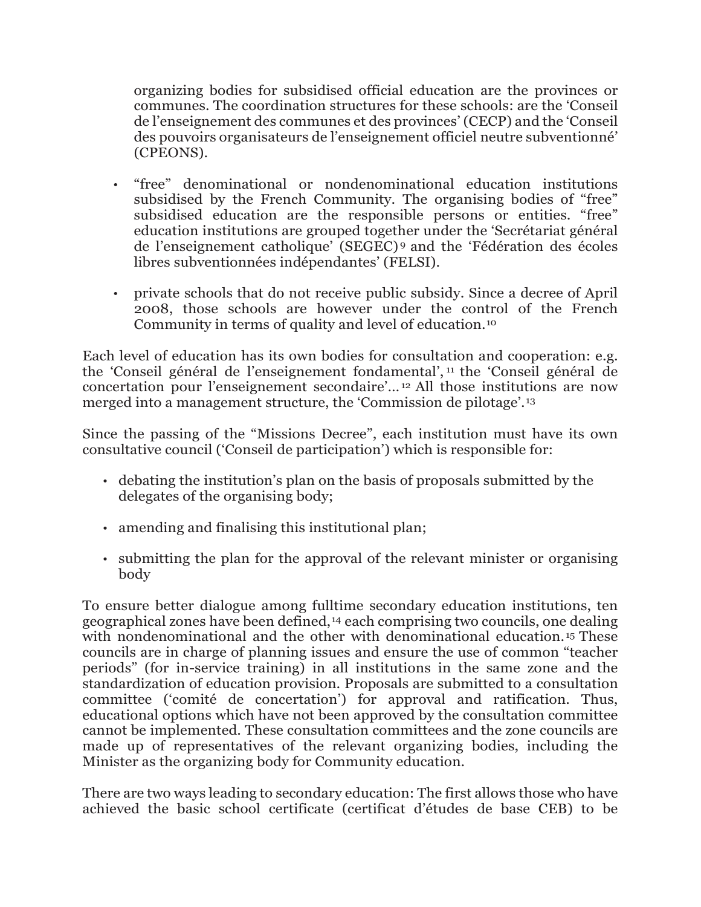organizing bodies for subsidised official education are the provinces or communes. The coordination structures for these schools: are the 'Conseil de l'enseignement des communes et des provinces' (CECP) and the 'Conseil des pouvoirs organisateurs de l'enseignement officiel neutre subventionné' (CPEONS).

- "free" denominational or nondenominational education institutions subsidised by the French Community. The organising bodies of "free" subsidised education are the responsible persons or entities. "free" education institutions are grouped together under the 'Secrétariat général de l'enseignement catholique' (SEGEC)[9] and the 'Fédération des écoles libres subventionnées indépendantes' (FELSI).

- private schools that do not receive public subsidy. Since a decree of April 2008, those schools are however under the control of the French Community in terms of quality and level of education.[10]

Each level of education has its own bodies for consultation and cooperation: e.g. the 'Conseil général de l'enseignement fondamental',[11] the 'Conseil général de concertation pour l'enseignement secondaire'...[12] All those institutions are now merged into a management structure, the 'Commission de pilotage'.[13]

Since the passing of the "Missions Decree", each institution must have its own consultative council ('Conseil de participation') which is responsible for:

- debating the institution's plan on the basis of proposals submitted by the delegates of the organising body;

- amending and finalising this institutional plan;

- submitting the plan for the approval of the relevant minister or organising body

To ensure better dialogue among fulltime secondary education institutions, ten geographical zones have been defined,[14] each comprising two councils, one dealing with nondenominational and the other with denominational education.[15] These councils are in charge of planning issues and ensure the use of common "teacher periods" (for in-service training) in all institutions in the same zone and the standardization of education provision. Proposals are submitted to a consultation committee ('comité de concertation') for approval and ratification. Thus, educational options which have not been approved by the consultation committee cannot be implemented. These consultation committees and the zone councils are made up of representatives of the relevant organizing bodies, including the Minister as the organizing body for Community education.

There are two ways leading to secondary education: The first allows those who have achieved the basic school certificate (certificat d'études de base CEB) to be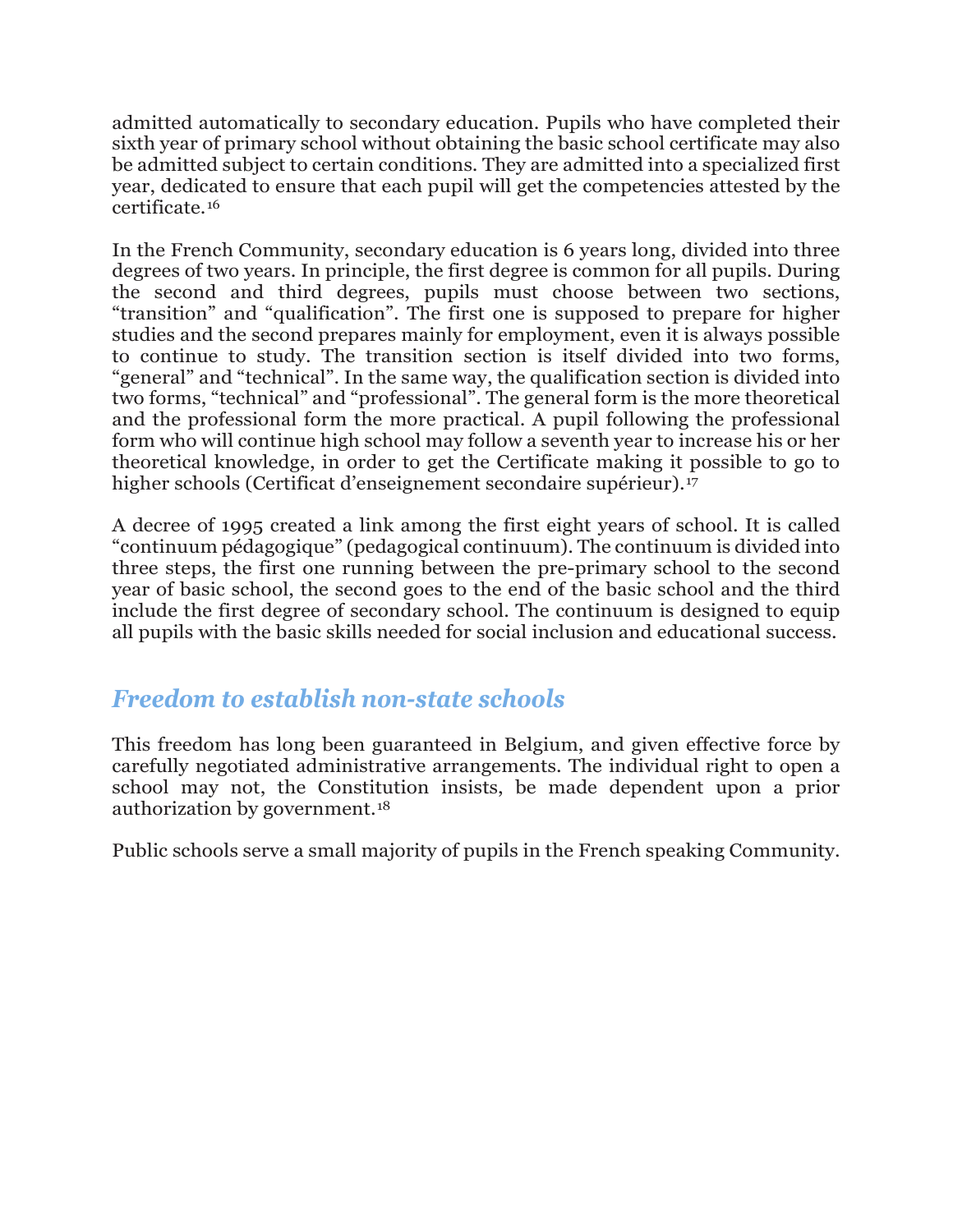admitted automatically to secondary education. Pupils who have completed their sixth year of primary school without obtaining the basic school certificate may also be admitted subject to certain conditions. They are admitted into a specialized first year, dedicated to ensure that each pupil will get the competencies attested by the certificate.[16]

In the French Community, secondary education is 6 years long, divided into three degrees of two years. In principle, the first degree is common for all pupils. During the second and third degrees, pupils must choose between two sections, "transition" and "qualification". The first one is supposed to prepare for higher studies and the second prepares mainly for employment, even it is always possible to continue to study. The transition section is itself divided into two forms, "general" and "technical". In the same way, the qualification section is divided into two forms, "technical" and "professional". The general form is the more theoretical and the professional form the more practical. A pupil following the professional form who will continue high school may follow a seventh year to increase his or her theoretical knowledge, in order to get the Certificate making it possible to go to higher schools (Certificat d'enseignement secondaire supérieur).[17]

A decree of 1995 created a link among the first eight years of school. It is called "continuum pédagogique" (pedagogical continuum). The continuum is divided into three steps, the first one running between the pre-primary school to the second year of basic school, the second goes to the end of the basic school and the third include the first degree of secondary school. The continuum is designed to equip all pupils with the basic skills needed for social inclusion and educational success.

## *Freedom to establish non-state schools*

This freedom has long been guaranteed in Belgium, and given effective force by carefully negotiated administrative arrangements. The individual right to open a school may not, the Constitution insists, be made dependent upon a prior authorization by government.[18]

Public schools serve a small majority of pupils in the French speaking Community.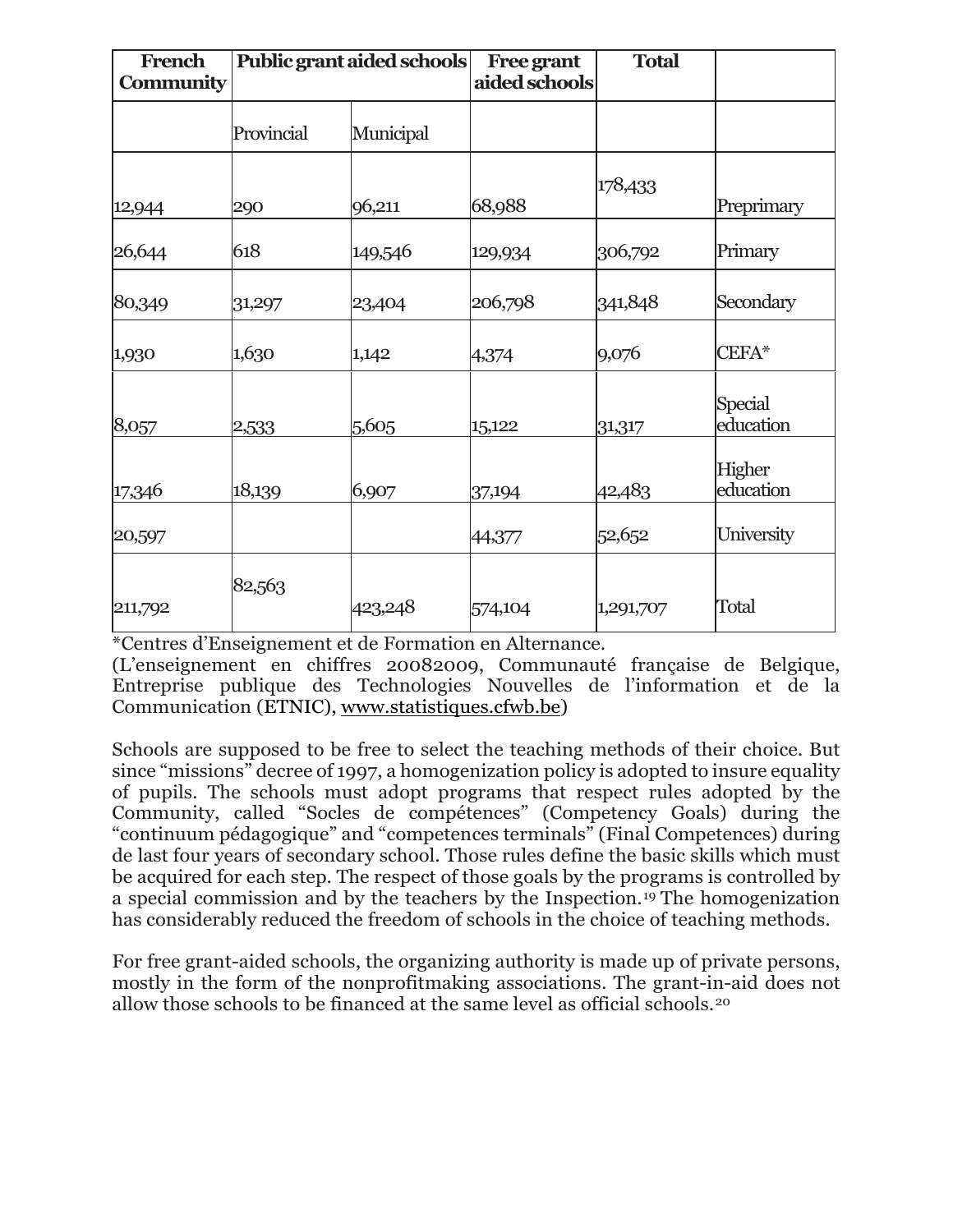| French Community | Public grant aided schools | | Free grant aided schools | Total | |
|---|---|---|---|---|---|
| | Provincial | Municipal | | | |
| 12,944 | 290 | 96,211 | 68,988 | 178,433 | Preprimary |
| 26,644 | 618 | 149,546 | 129,934 | 306,792 | Primary |
| 80,349 | 31,297 | 23,404 | 206,798 | 341,848 | Secondary |
| 1,930 | 1,630 | 1,142 | 4,374 | 9,076 | CEFA* |
| 8,057 | 2,533 | 5,605 | 15,122 | 31,317 | Special education |
| 17,346 | 18,139 | 6,907 | 37,194 | 42,483 | Higher education |
| 20,597 | | | 44,377 | 52,652 | University |
| 211,792 | 82,563 | 423,248 | 574,104 | 1,291,707 | Total |

*Centres d'Enseignement et de Formation en Alternance.
(L'enseignement en chiffres 20082009, Communauté française de Belgique, Entreprise publique des Technologies Nouvelles de l'information et de la Communication (ETNIC), www.statistiques.cfwb.be)

Schools are supposed to be free to select the teaching methods of their choice. But since "missions" decree of 1997, a homogenization policy is adopted to insure equality of pupils. The schools must adopt programs that respect rules adopted by the Community, called "Socles de compétences" (Competency Goals) during the "continuum pédagogique" and "competences terminals" (Final Competences) during de last four years of secondary school. Those rules define the basic skills which must be acquired for each step. The respect of those goals by the programs is controlled by a special commission and by the teachers by the Inspection.[19] The homogenization has considerably reduced the freedom of schools in the choice of teaching methods.

For free grant-aided schools, the organizing authority is made up of private persons, mostly in the form of the nonprofitmaking associations. The grant-in-aid does not allow those schools to be financed at the same level as official schools.[20]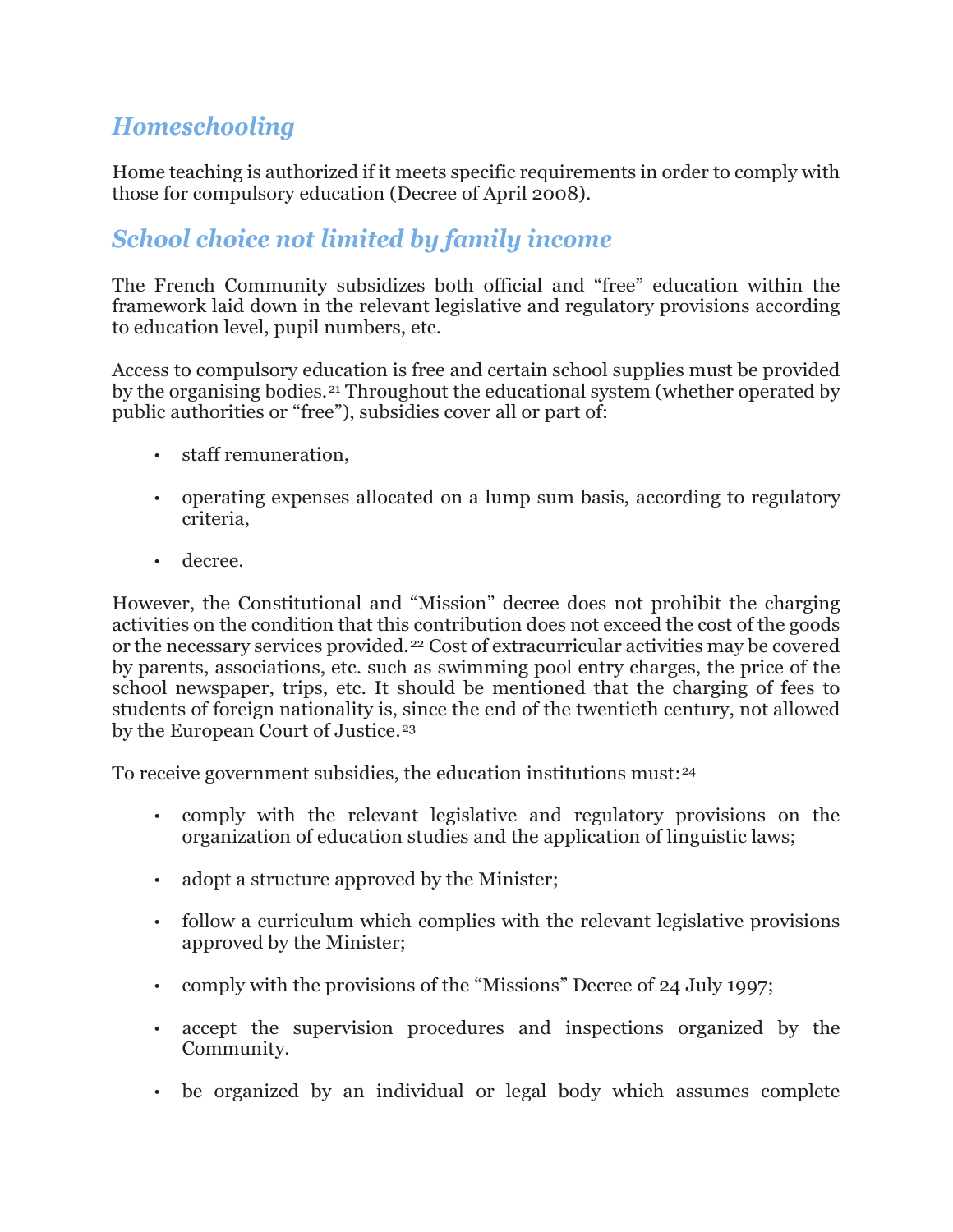## *Homeschooling*

Home teaching is authorized if it meets specific requirements in order to comply with those for compulsory education (Decree of April 2008).

## *School choice not limited by family income*

The French Community subsidizes both official and "free" education within the framework laid down in the relevant legislative and regulatory provisions according to education level, pupil numbers, etc.

Access to compulsory education is free and certain school supplies must be provided by the organising bodies.[21] Throughout the educational system (whether operated by public authorities or "free"), subsidies cover all or part of:

- staff remuneration,
- operating expenses allocated on a lump sum basis, according to regulatory criteria,
- decree.

However, the Constitutional and "Mission" decree does not prohibit the charging activities on the condition that this contribution does not exceed the cost of the goods or the necessary services provided.[22] Cost of extracurricular activities may be covered by parents, associations, etc. such as swimming pool entry charges, the price of the school newspaper, trips, etc. It should be mentioned that the charging of fees to students of foreign nationality is, since the end of the twentieth century, not allowed by the European Court of Justice.[23]

To receive government subsidies, the education institutions must:[24]

- comply with the relevant legislative and regulatory provisions on the organization of education studies and the application of linguistic laws;
- adopt a structure approved by the Minister;
- follow a curriculum which complies with the relevant legislative provisions approved by the Minister;
- comply with the provisions of the "Missions" Decree of 24 July 1997;
- accept the supervision procedures and inspections organized by the Community.
- be organized by an individual or legal body which assumes complete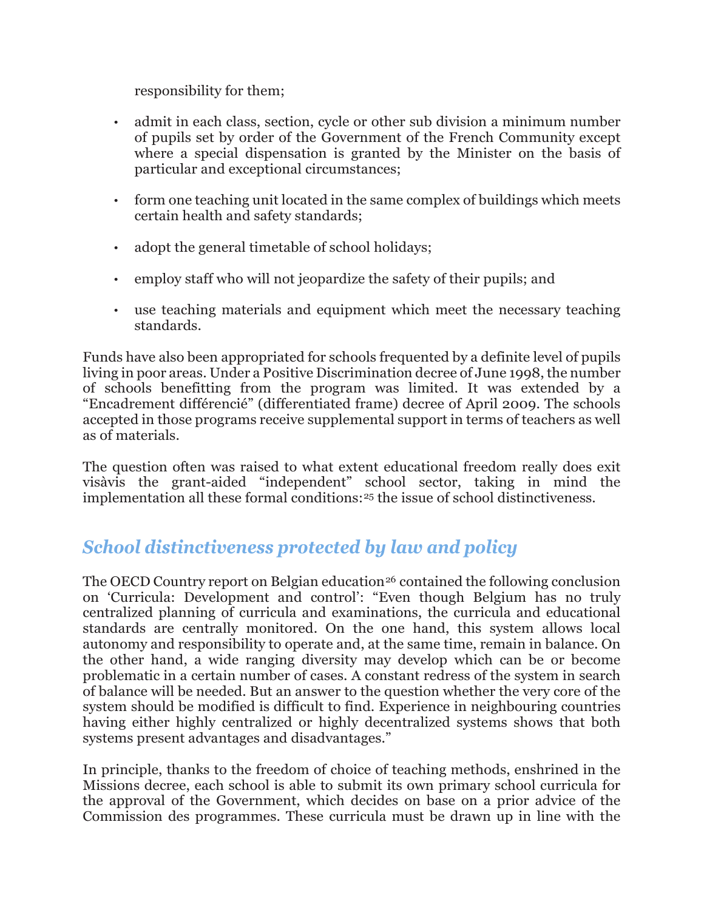responsibility for them;

- admit in each class, section, cycle or other sub division a minimum number of pupils set by order of the Government of the French Community except where a special dispensation is granted by the Minister on the basis of particular and exceptional circumstances;
- form one teaching unit located in the same complex of buildings which meets certain health and safety standards;
- adopt the general timetable of school holidays;
- employ staff who will not jeopardize the safety of their pupils; and
- use teaching materials and equipment which meet the necessary teaching standards.

Funds have also been appropriated for schools frequented by a definite level of pupils living in poor areas. Under a Positive Discrimination decree of June 1998, the number of schools benefitting from the program was limited. It was extended by a "Encadrement différencié" (differentiated frame) decree of April 2009. The schools accepted in those programs receive supplemental support in terms of teachers as well as of materials.

The question often was raised to what extent educational freedom really does exit visàvis the grant-aided "independent" school sector, taking in mind the implementation all these formal conditions:[25] the issue of school distinctiveness.

## *School distinctiveness protected by law and policy*

The OECD Country report on Belgian education[26] contained the following conclusion on 'Curricula: Development and control': "Even though Belgium has no truly centralized planning of curricula and examinations, the curricula and educational standards are centrally monitored. On the one hand, this system allows local autonomy and responsibility to operate and, at the same time, remain in balance. On the other hand, a wide ranging diversity may develop which can be or become problematic in a certain number of cases. A constant redress of the system in search of balance will be needed. But an answer to the question whether the very core of the system should be modified is difficult to find. Experience in neighbouring countries having either highly centralized or highly decentralized systems shows that both systems present advantages and disadvantages."

In principle, thanks to the freedom of choice of teaching methods, enshrined in the Missions decree, each school is able to submit its own primary school curricula for the approval of the Government, which decides on base on a prior advice of the Commission des programmes. These curricula must be drawn up in line with the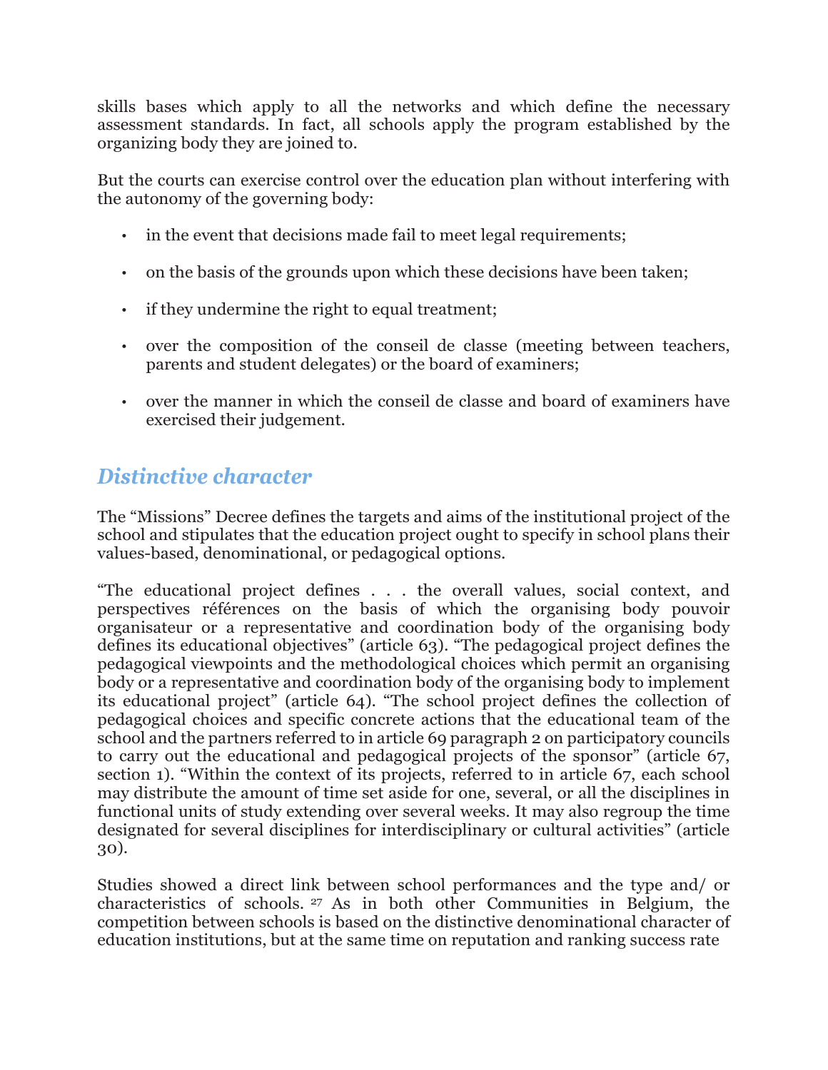skills bases which apply to all the networks and which define the necessary assessment standards. In fact, all schools apply the program established by the organizing body they are joined to.

But the courts can exercise control over the education plan without interfering with the autonomy of the governing body:

- in the event that decisions made fail to meet legal requirements;
- on the basis of the grounds upon which these decisions have been taken;
- if they undermine the right to equal treatment;
- over the composition of the conseil de classe (meeting between teachers, parents and student delegates) or the board of examiners;
- over the manner in which the conseil de classe and board of examiners have exercised their judgement.

## *Distinctive character*

The "Missions" Decree defines the targets and aims of the institutional project of the school and stipulates that the education project ought to specify in school plans their values-based, denominational, or pedagogical options.

"The educational project defines . . . the overall values, social context, and perspectives références on the basis of which the organising body pouvoir organisateur or a representative and coordination body of the organising body defines its educational objectives" (article 63). "The pedagogical project defines the pedagogical viewpoints and the methodological choices which permit an organising body or a representative and coordination body of the organising body to implement its educational project" (article 64). "The school project defines the collection of pedagogical choices and specific concrete actions that the educational team of the school and the partners referred to in article 69 paragraph 2 on participatory councils to carry out the educational and pedagogical projects of the sponsor" (article 67, section 1). "Within the context of its projects, referred to in article 67, each school may distribute the amount of time set aside for one, several, or all the disciplines in functional units of study extending over several weeks. It may also regroup the time designated for several disciplines for interdisciplinary or cultural activities" (article 30).

Studies showed a direct link between school performances and the type and/ or characteristics of schools.[27] As in both other Communities in Belgium, the competition between schools is based on the distinctive denominational character of education institutions, but at the same time on reputation and ranking success rate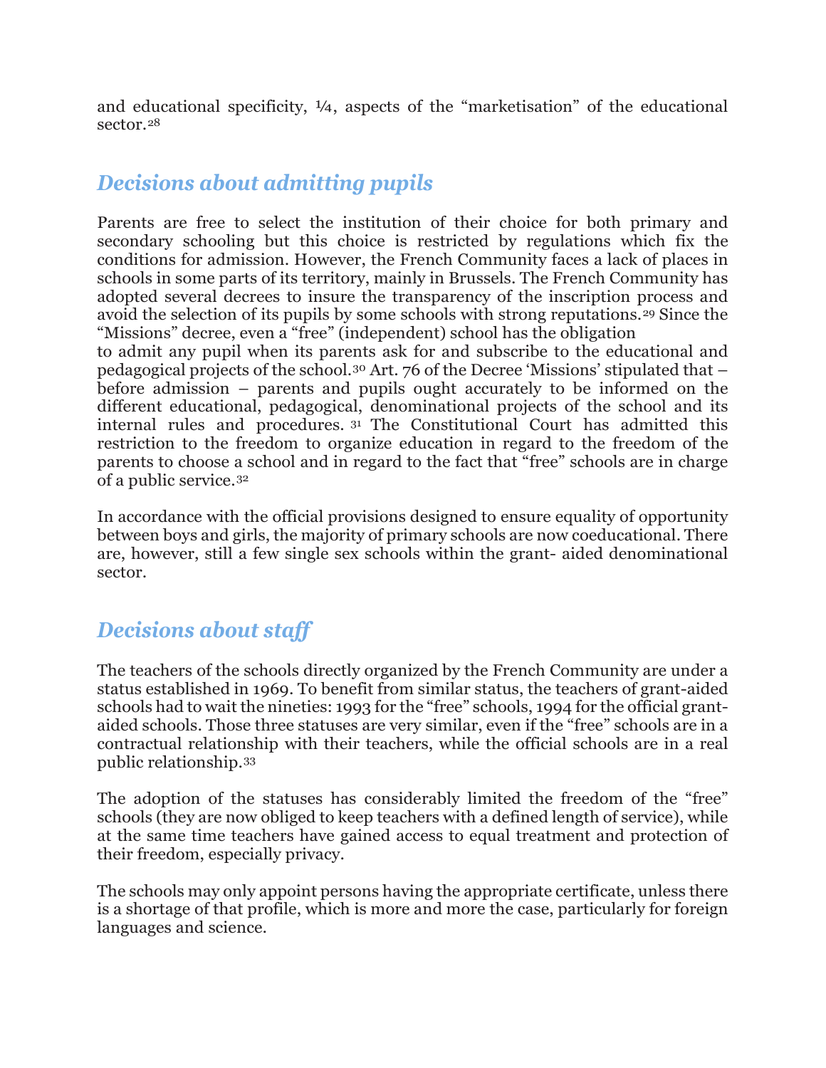and educational specificity, ¼, aspects of the “marketisation” of the educational sector.[28]

## *Decisions about admitting pupils*

Parents are free to select the institution of their choice for both primary and secondary schooling but this choice is restricted by regulations which fix the conditions for admission. However, the French Community faces a lack of places in schools in some parts of its territory, mainly in Brussels. The French Community has adopted several decrees to insure the transparency of the inscription process and avoid the selection of its pupils by some schools with strong reputations.[29] Since the “Missions” decree, even a “free” (independent) school has the obligation to admit any pupil when its parents ask for and subscribe to the educational and pedagogical projects of the school.[30] Art. 76 of the Decree ‘Missions’ stipulated that – before admission – parents and pupils ought accurately to be informed on the different educational, pedagogical, denominational projects of the school and its internal rules and procedures.[31] The Constitutional Court has admitted this restriction to the freedom to organize education in regard to the freedom of the parents to choose a school and in regard to the fact that “free” schools are in charge of a public service.[32]

In accordance with the official provisions designed to ensure equality of opportunity between boys and girls, the majority of primary schools are now coeducational. There are, however, still a few single sex schools within the grant- aided denominational sector.

## *Decisions about staff*

The teachers of the schools directly organized by the French Community are under a status established in 1969. To benefit from similar status, the teachers of grant-aided schools had to wait the nineties: 1993 for the “free” schools, 1994 for the official grant-aided schools. Those three statuses are very similar, even if the “free” schools are in a contractual relationship with their teachers, while the official schools are in a real public relationship.[33]

The adoption of the statuses has considerably limited the freedom of the “free” schools (they are now obliged to keep teachers with a defined length of service), while at the same time teachers have gained access to equal treatment and protection of their freedom, especially privacy.

The schools may only appoint persons having the appropriate certificate, unless there is a shortage of that profile, which is more and more the case, particularly for foreign languages and science.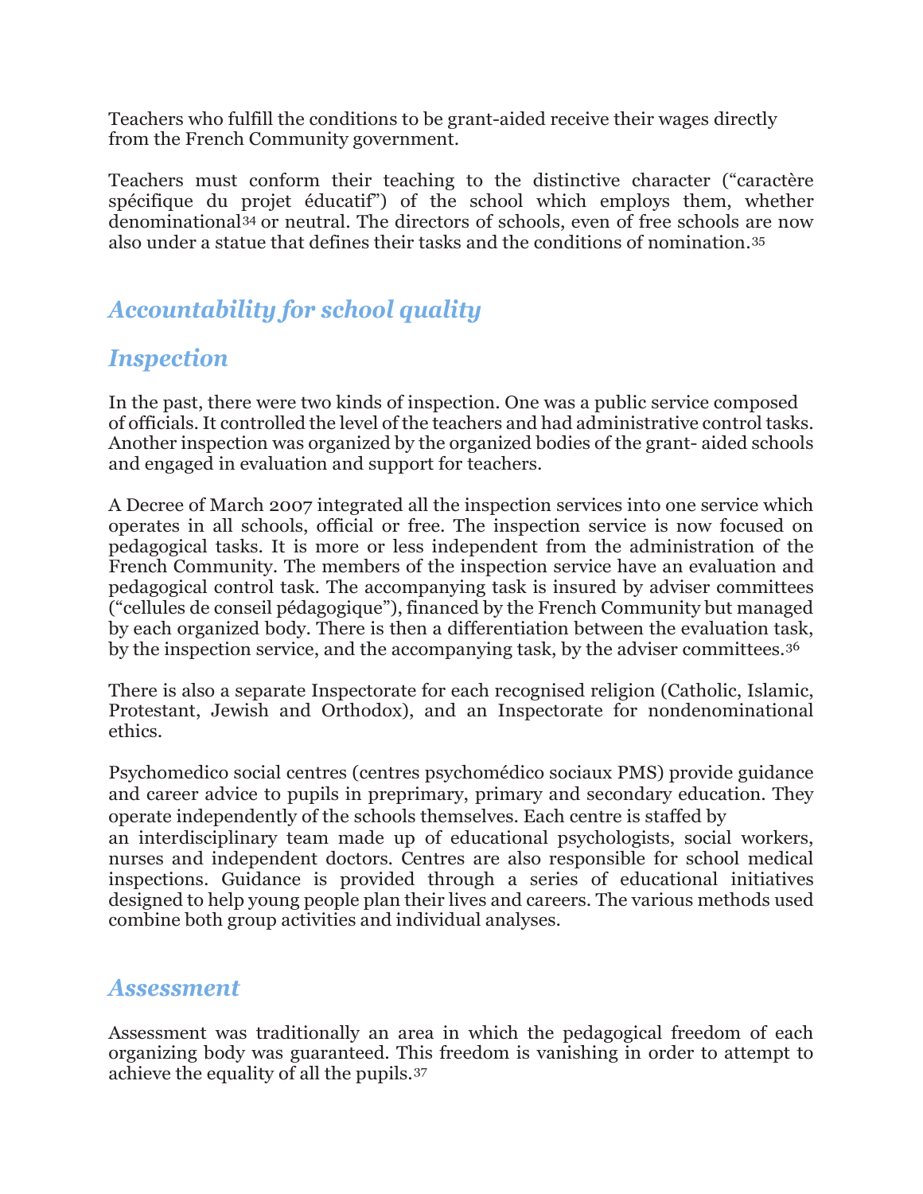Teachers who fulfill the conditions to be grant-aided receive their wages directly from the French Community government.

Teachers must conform their teaching to the distinctive character ("caractère spécifique du projet éducatif") of the school which employs them, whether denominational[34] or neutral. The directors of schools, even of free schools are now also under a statue that defines their tasks and the conditions of nomination.[35]

## *Accountability for school quality*

## *Inspection*

In the past, there were two kinds of inspection. One was a public service composed of officials. It controlled the level of the teachers and had administrative control tasks. Another inspection was organized by the organized bodies of the grant- aided schools and engaged in evaluation and support for teachers.

A Decree of March 2007 integrated all the inspection services into one service which operates in all schools, official or free. The inspection service is now focused on pedagogical tasks. It is more or less independent from the administration of the French Community. The members of the inspection service have an evaluation and pedagogical control task. The accompanying task is insured by adviser committees ("cellules de conseil pédagogique"), financed by the French Community but managed by each organized body. There is then a differentiation between the evaluation task, by the inspection service, and the accompanying task, by the adviser committees.[36]

There is also a separate Inspectorate for each recognised religion (Catholic, Islamic, Protestant, Jewish and Orthodox), and an Inspectorate for nondenominational ethics.

Psychomedico social centres (centres psychomédico sociaux PMS) provide guidance and career advice to pupils in preprimary, primary and secondary education. They operate independently of the schools themselves. Each centre is staffed by an interdisciplinary team made up of educational psychologists, social workers, nurses and independent doctors. Centres are also responsible for school medical inspections. Guidance is provided through a series of educational initiatives designed to help young people plan their lives and careers. The various methods used combine both group activities and individual analyses.

## *Assessment*

Assessment was traditionally an area in which the pedagogical freedom of each organizing body was guaranteed. This freedom is vanishing in order to attempt to achieve the equality of all the pupils.[37]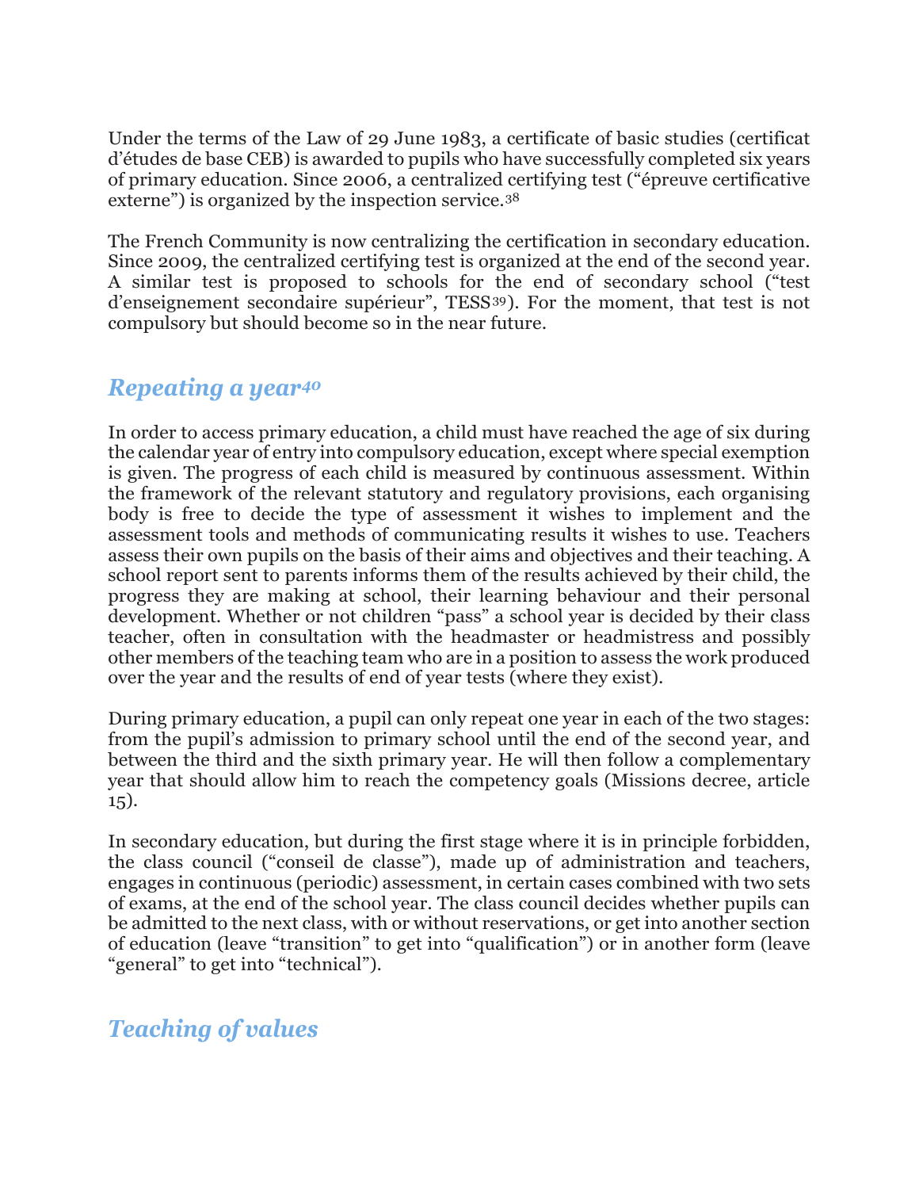Under the terms of the Law of 29 June 1983, a certificate of basic studies (certificat d'études de base CEB) is awarded to pupils who have successfully completed six years of primary education. Since 2006, a centralized certifying test ("épreuve certificative externe") is organized by the inspection service.[38]

The French Community is now centralizing the certification in secondary education. Since 2009, the centralized certifying test is organized at the end of the second year. A similar test is proposed to schools for the end of secondary school ("test d'enseignement secondaire supérieur", TESS[39]). For the moment, that test is not compulsory but should become so in the near future.

## *Repeating a year*[40]

In order to access primary education, a child must have reached the age of six during the calendar year of entry into compulsory education, except where special exemption is given. The progress of each child is measured by continuous assessment. Within the framework of the relevant statutory and regulatory provisions, each organising body is free to decide the type of assessment it wishes to implement and the assessment tools and methods of communicating results it wishes to use. Teachers assess their own pupils on the basis of their aims and objectives and their teaching. A school report sent to parents informs them of the results achieved by their child, the progress they are making at school, their learning behaviour and their personal development. Whether or not children "pass" a school year is decided by their class teacher, often in consultation with the headmaster or headmistress and possibly other members of the teaching team who are in a position to assess the work produced over the year and the results of end of year tests (where they exist).

During primary education, a pupil can only repeat one year in each of the two stages: from the pupil's admission to primary school until the end of the second year, and between the third and the sixth primary year. He will then follow a complementary year that should allow him to reach the competency goals (Missions decree, article 15).

In secondary education, but during the first stage where it is in principle forbidden, the class council ("conseil de classe"), made up of administration and teachers, engages in continuous (periodic) assessment, in certain cases combined with two sets of exams, at the end of the school year. The class council decides whether pupils can be admitted to the next class, with or without reservations, or get into another section of education (leave "transition" to get into "qualification") or in another form (leave "general" to get into "technical").

## *Teaching of values*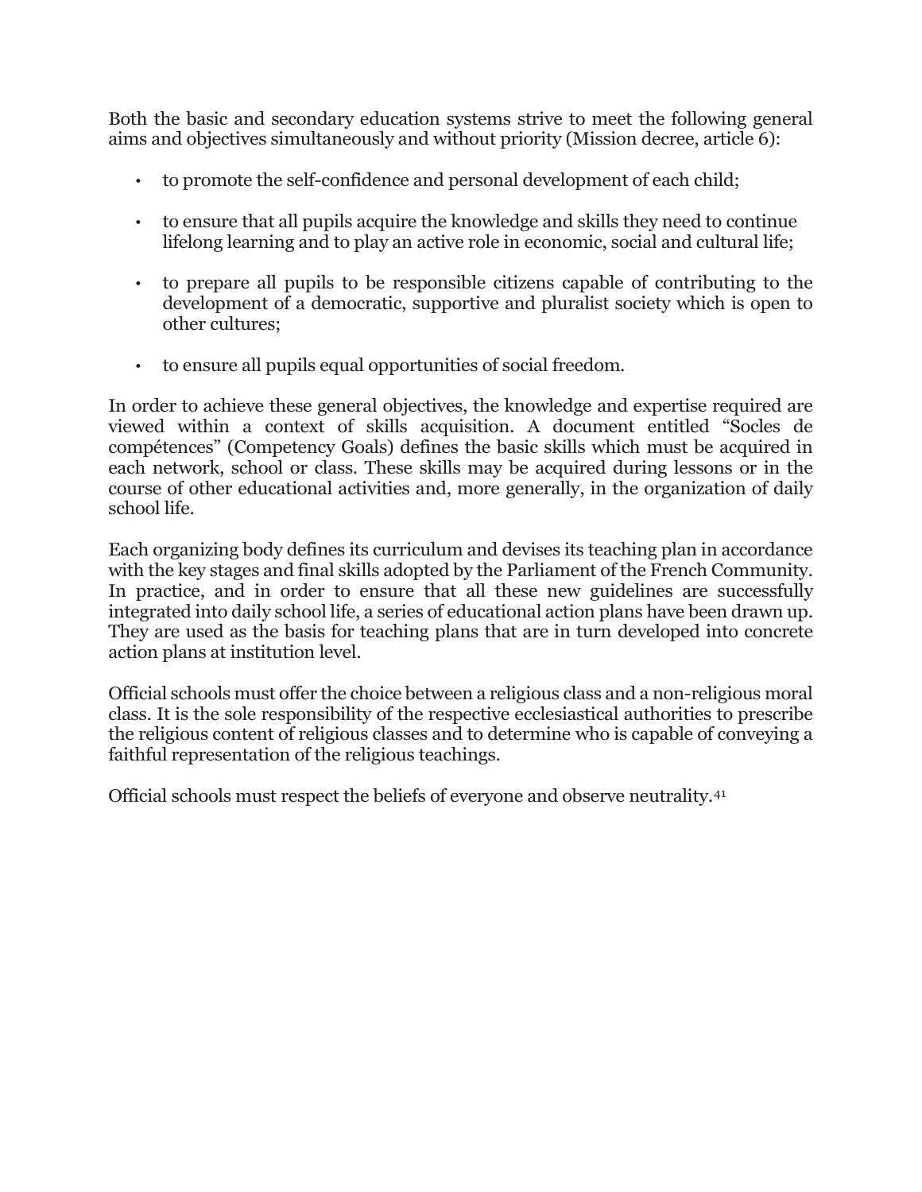Both the basic and secondary education systems strive to meet the following general aims and objectives simultaneously and without priority (Mission decree, article 6):

- to promote the self-confidence and personal development of each child;
- to ensure that all pupils acquire the knowledge and skills they need to continue lifelong learning and to play an active role in economic, social and cultural life;
- to prepare all pupils to be responsible citizens capable of contributing to the development of a democratic, supportive and pluralist society which is open to other cultures;
- to ensure all pupils equal opportunities of social freedom.

In order to achieve these general objectives, the knowledge and expertise required are viewed within a context of skills acquisition. A document entitled “Socles de compétences” (Competency Goals) defines the basic skills which must be acquired in each network, school or class. These skills may be acquired during lessons or in the course of other educational activities and, more generally, in the organization of daily school life.

Each organizing body defines its curriculum and devises its teaching plan in accordance with the key stages and final skills adopted by the Parliament of the French Community. In practice, and in order to ensure that all these new guidelines are successfully integrated into daily school life, a series of educational action plans have been drawn up. They are used as the basis for teaching plans that are in turn developed into concrete action plans at institution level.

Official schools must offer the choice between a religious class and a non-religious moral class. It is the sole responsibility of the respective ecclesiastical authorities to prescribe the religious content of religious classes and to determine who is capable of conveying a faithful representation of the religious teachings.

Official schools must respect the beliefs of everyone and observe neutrality.[41]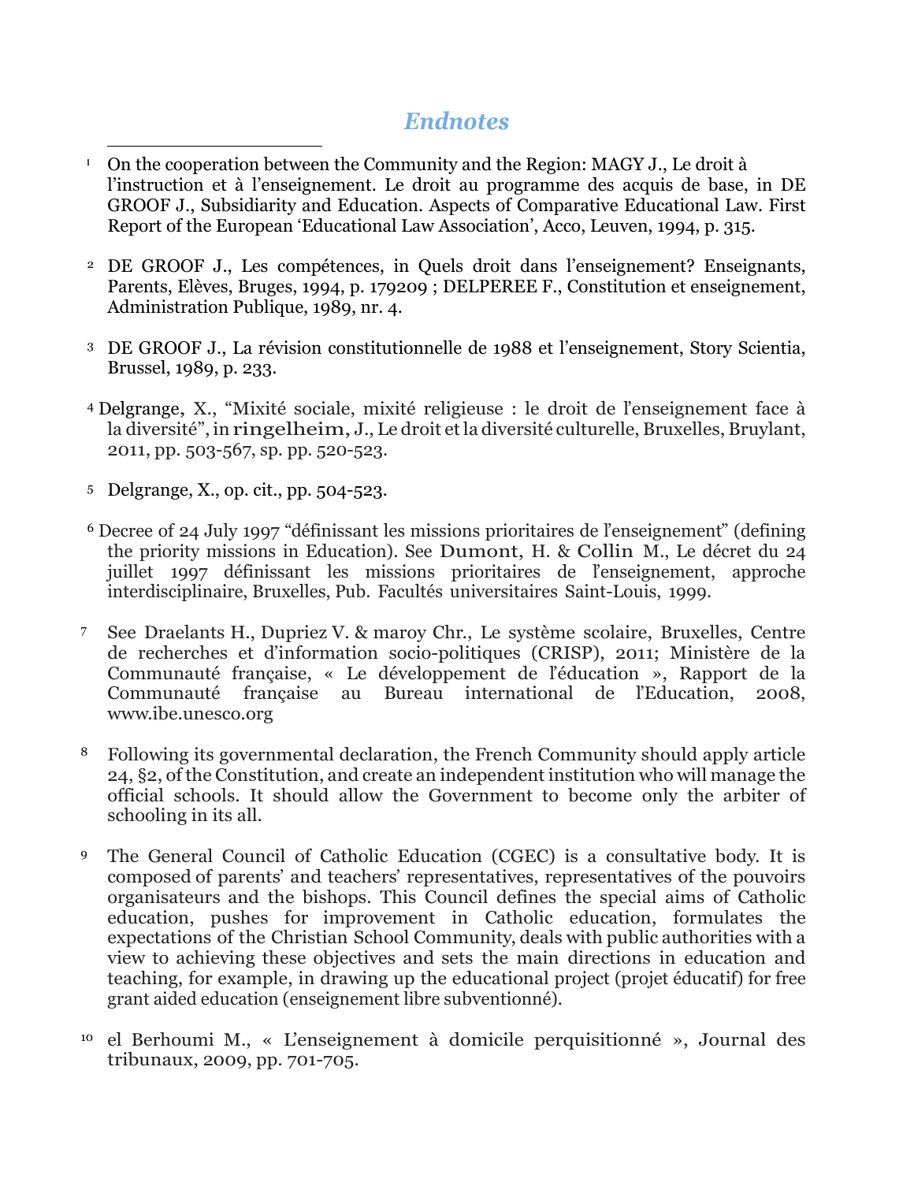## *Endnotes*

1 On the cooperation between the Community and the Region: MAGY J., Le droit à l'instruction et à l'enseignement. Le droit au programme des acquis de base, in DE GROOF J., Subsidiarity and Education. Aspects of Comparative Educational Law. First Report of the European 'Educational Law Association', Acco, Leuven, 1994, p. 315.

2 DE GROOF J., Les compétences, in Quels droit dans l'enseignement? Enseignants, Parents, Elèves, Bruges, 1994, p. 179209 ; DELPEREE F., Constitution et enseignement, Administration Publique, 1989, nr. 4.

3 DE GROOF J., La révision constitutionnelle de 1988 et l'enseignement, Story Scientia, Brussel, 1989, p. 233.

4 Delgrange, X., "Mixité sociale, mixité religieuse : le droit de l'enseignement face à la diversité", in ringelheim, J., Le droit et la diversité culturelle, Bruxelles, Bruylant, 2011, pp. 503-567, sp. pp. 520-523.

5 Delgrange, X., op. cit., pp. 504-523.

6 Decree of 24 July 1997 "définissant les missions prioritaires de l'enseignement" (defining the priority missions in Education). See Dumont, H. & Collin M., Le décret du 24 juillet 1997 définissant les missions prioritaires de l'enseignement, approche interdisciplinaire, Bruxelles, Pub. Facultés universitaires Saint-Louis, 1999.

7 See Draelants H., Dupriez V. & maroy Chr., Le système scolaire, Bruxelles, Centre de recherches et d'information socio-politiques (CRISP), 2011; Ministère de la Communauté française, « Le développement de l'éducation », Rapport de la Communauté française au Bureau international de l'Education, 2008, www.ibe.unesco.org

8 Following its governmental declaration, the French Community should apply article 24, §2, of the Constitution, and create an independent institution who will manage the official schools. It should allow the Government to become only the arbiter of schooling in its all.

9 The General Council of Catholic Education (CGEC) is a consultative body. It is composed of parents' and teachers' representatives, representatives of the pouvoirs organisateurs and the bishops. This Council defines the special aims of Catholic education, pushes for improvement in Catholic education, formulates the expectations of the Christian School Community, deals with public authorities with a view to achieving these objectives and sets the main directions in education and teaching, for example, in drawing up the educational project (projet éducatif) for free grant aided education (enseignement libre subventionné).

10 el Berhoumi M., « L'enseignement à domicile perquisitionné », Journal des tribunaux, 2009, pp. 701-705.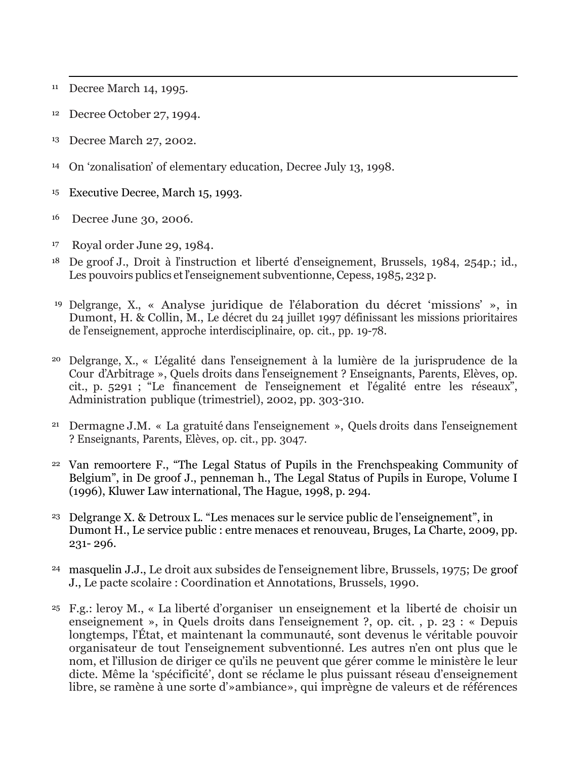[11] Decree March 14, 1995.

[12] Decree October 27, 1994.

[13] Decree March 27, 2002.

[14] On 'zonalisation' of elementary education, Decree July 13, 1998.

[15] Executive Decree, March 15, 1993.

[16] Decree June 30, 2006.

[17] Royal order June 29, 1984.

[18] De groof J., Droit à l'instruction et liberté d'enseignement, Brussels, 1984, 254p.; id., Les pouvoirs publics et l'enseignement subventionne, Cepess, 1985, 232 p.

[19] Delgrange, X., « Analyse juridique de l'élaboration du décret 'missions' », in Dumont, H. & Collin, M., Le décret du 24 juillet 1997 définissant les missions prioritaires de l'enseignement, approche interdisciplinaire, op. cit., pp. 19-78.

[20] Delgrange, X., « L'égalité dans l'enseignement à la lumière de la jurisprudence de la Cour d'Arbitrage », Quels droits dans l'enseignement ? Enseignants, Parents, Elèves, op. cit., p. 5291 ; "Le financement de l'enseignement et l'égalité entre les réseaux", Administration publique (trimestriel), 2002, pp. 303-310.

[21] Dermagne J.M. « La gratuité dans l'enseignement », Quels droits dans l'enseignement ? Enseignants, Parents, Elèves, op. cit., pp. 3047.

[22] Van remoortere F., "The Legal Status of Pupils in the Frenchspeaking Community of Belgium", in De groof J., penneman h., The Legal Status of Pupils in Europe, Volume I (1996), Kluwer Law international, The Hague, 1998, p. 294.

[23] Delgrange X. & Detroux L. "Les menaces sur le service public de l'enseignement", in Dumont H., Le service public : entre menaces et renouveau, Bruges, La Charte, 2009, pp. 231- 296.

[24] masquelin J.J., Le droit aux subsides de l'enseignement libre, Brussels, 1975; De groof J., Le pacte scolaire : Coordination et Annotations, Brussels, 1990.

[25] F.g.: leroy M., « La liberté d'organiser un enseignement et la liberté de choisir un enseignement », in Quels droits dans l'enseignement ?, op. cit. , p. 23 : « Depuis longtemps, l'État, et maintenant la communauté, sont devenus le véritable pouvoir organisateur de tout l'enseignement subventionné. Les autres n'en ont plus que le nom, et l'illusion de diriger ce qu'ils ne peuvent que gérer comme le ministère le leur dicte. Même la 'spécificité', dont se réclame le plus puissant réseau d'enseignement libre, se ramène à une sorte d'»ambiance», qui imprègne de valeurs et de références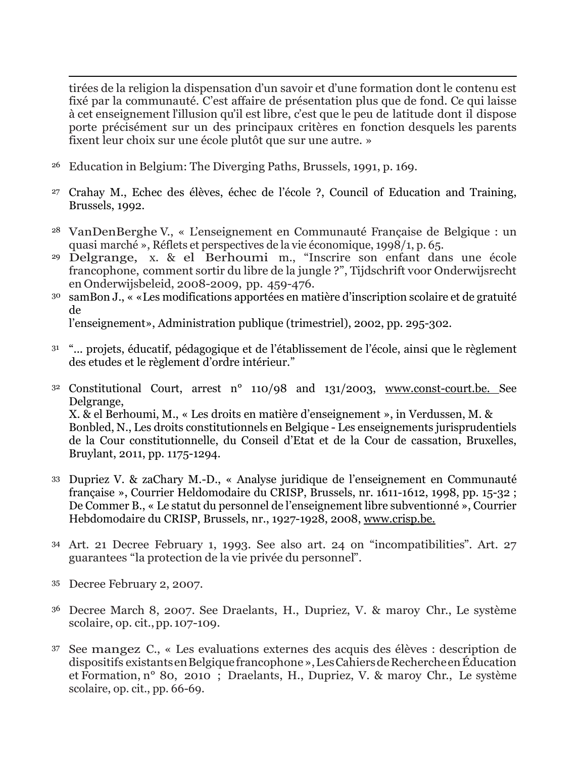tirées de la religion la dispensation d'un savoir et d'une formation dont le contenu est fixé par la communauté. C'est affaire de présentation plus que de fond. Ce qui laisse à cet enseignement l'illusion qu'il est libre, c'est que le peu de latitude dont il dispose porte précisément sur un des principaux critères en fonction desquels les parents fixent leur choix sur une école plutôt que sur une autre. »

[26] Education in Belgium: The Diverging Paths, Brussels, 1991, p. 169.

[27] Crahay M., Echec des élèves, échec de l'école ?, Council of Education and Training, Brussels, 1992.

[28] VanDenBerghe V., « L'enseignement en Communauté Française de Belgique : un quasi marché », Réflets et perspectives de la vie économique, 1998/1, p. 65.

[29] Delgrange, x. & el Berhoumi m., "Inscrire son enfant dans une école francophone, comment sortir du libre de la jungle ?", Tijdschrift voor Onderwijsrecht en Onderwijsbeleid, 2008-2009, pp. 459-476.

[30] samBon J., « «Les modifications apportées en matière d'inscription scolaire et de gratuité de
l'enseignement», Administration publique (trimestriel), 2002, pp. 295-302.

[31] "... projets, éducatif, pédagogique et de l'établissement de l'école, ainsi que le règlement des etudes et le règlement d'ordre intérieur."

[32] Constitutional Court, arrest n° 110/98 and 131/2003, www.const-court.be. See Delgrange,
X. & el Berhoumi, M., « Les droits en matière d'enseignement », in Verdussen, M. & Bonbled, N., Les droits constitutionnels en Belgique - Les enseignements jurisprudentiels de la Cour constitutionnelle, du Conseil d'Etat et de la Cour de cassation, Bruxelles, Bruylant, 2011, pp. 1175-1294.

[33] Dupriez V. & zaChary M.-D., « Analyse juridique de l'enseignement en Communauté française », Courrier Heldomodaire du CRISP, Brussels, nr. 1611-1612, 1998, pp. 15-32 ; De Commer B., « Le statut du personnel de l'enseignement libre subventionné », Courrier Hebdomodaire du CRISP, Brussels, nr., 1927-1928, 2008, www.crisp.be.

[34] Art. 21 Decree February 1, 1993. See also art. 24 on "incompatibilities". Art. 27 guarantees "la protection de la vie privée du personnel".

[35] Decree February 2, 2007.

[36] Decree March 8, 2007. See Draelants, H., Dupriez, V. & maroy Chr., Le système scolaire, op. cit., pp. 107-109.

[37] See mangez C., « Les evaluations externes des acquis des élèves : description de dispositifs existants en Belgique francophone », Les Cahiers de Recherche en Éducation et Formation, n° 80, 2010 ; Draelants, H., Dupriez, V. & maroy Chr., Le système scolaire, op. cit., pp. 66-69.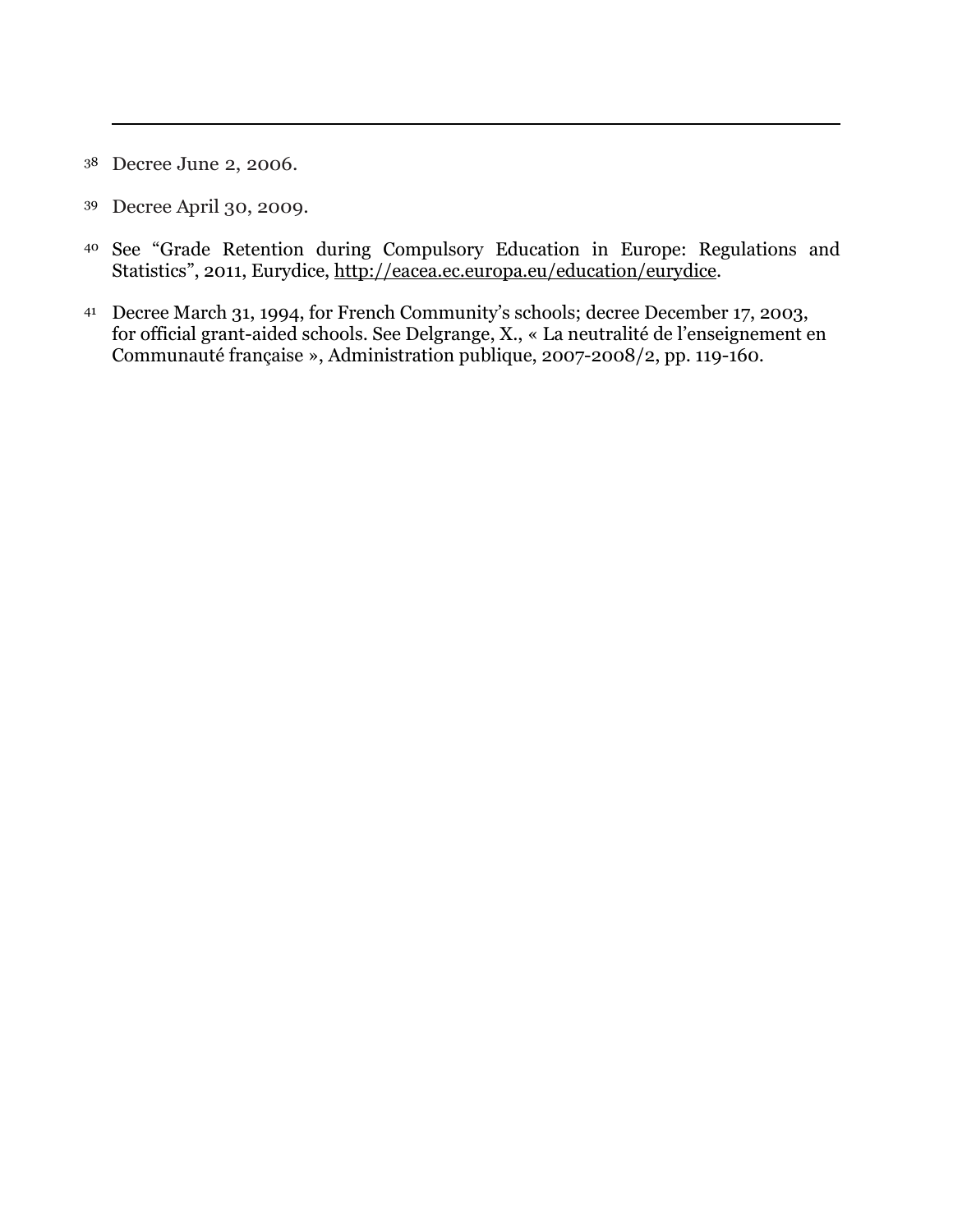[38] Decree June 2, 2006.

[39] Decree April 30, 2009.

[40] See "Grade Retention during Compulsory Education in Europe: Regulations and Statistics", 2011, Eurydice, http://eacea.ec.europa.eu/education/eurydice.

[41] Decree March 31, 1994, for French Community's schools; decree December 17, 2003, for official grant-aided schools. See Delgrange, X., « La neutralité de l'enseignement en Communauté française », Administration publique, 2007-2008/2, pp. 119-160.